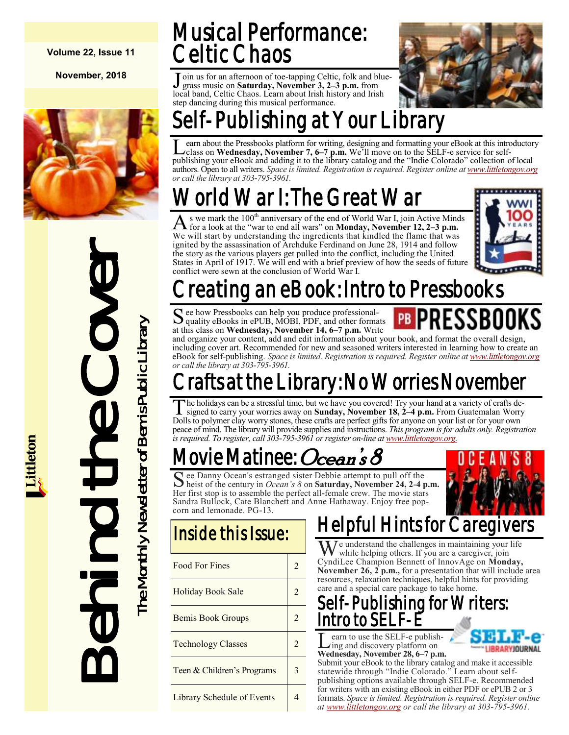Volume 22, Issue 11

November, 2018

# Behind the Cover

The Monthly Newsletter of Bemis Public Library

## Musical Performance: Celtic Chaos

Join us for an afternoon of toe-tapping Celtic, folk and bluegrass music on **Saturday, November 3, 2–3 p.m.** from local band, Celtic Chaos. Learn about Irish history and Irish step dancing during this musical performance.

## Self-Publishing at Your Library

Learn about the Pressbooks platform for writing, designing and formatting your eBook at this introductory class on **Wednesday, November 7, 6–7 p.m.** We'll move on to the SELF-e service for self-publishing your eBook and adding it to the library catalog and the "Indie Colorado" collection of local authors. Open to all writers. *Space is limited. Registration is required. Register online at www.littletongov.org or call the library at 303-795-3961.*

## World War I: The Great War

As we mark the 100th anniversary of the end of World War I, join Active Minds for a look at the "war to end all wars" on **Monday, November 12, 2–3 p.m.** We will start by understanding the ingredients that kindled the flame that was ignited by the assassination of Archduke Ferdinand on June 28, 1914 and follow the story as the various players get pulled into the conflict, including the United States in April of 1917. We will end with a brief preview of how the seeds of future conflict were sewn at the conclusion of World War I.

## Creating an eBook: Intro to Pressbooks

See how Pressbooks can help you produce professional-quality eBooks in ePUB, MOBI, PDF, and other formats at this class on **Wednesday, November 14, 6–7 p.m.** Write and organize your content, add and edit information about your book, and format the overall design, including cover art. Recommended for new and seasoned writers interested in learning how to create an eBook for self-publishing. *Space is limited. Registration is required. Register online at www.littletongov.org or call the library at 303-795-3961.*

## Crafts at the Library: No Worries November

The holidays can be a stressful time, but we have you covered! Try your hand at a variety of crafts designed to carry your worries away on **Sunday, November 18, 2–4 p.m.** From Guatemalan Worry Dolls to polymer clay worry stones, these crafts are perfect gifts for anyone on your list or for your own peace of mind. The library will provide supplies and instructions. *This program is for adults only. Registration is required. To register, call 303-795-3961 or register on-line at www.littletongov.org.*

## Movie Matinee: *Ocean's 8*

See Danny Ocean's estranged sister Debbie attempt to pull off the heist of the century in *Ocean's 8* on **Saturday, November 24, 2-4 p.m.** Her first stop is to assemble the perfect all-female crew. The movie stars Sandra Bullock, Cate Blanchett and Anne Hathaway. Enjoy free popcorn and lemonade. PG-13.

## Inside this Issue:

| | |
|---|---|
| Food For Fines | 2 |
| Holiday Book Sale | 2 |
| Bemis Book Groups | 2 |
| Technology Classes | 2 |
| Teen & Children's Programs | 3 |
| Library Schedule of Events | 4 |

## Helpful Hints for Caregivers

We understand the challenges in maintaining your life while helping others. If you are a caregiver, join CyndiLee Champion Bennett of InnovAge on **Monday, November 26, 2 p.m.,** for a presentation that will include area resources, relaxation techniques, helpful hints for providing care and a special care package to take home.

## Self-Publishing for Writers: Intro to SELF-E

Learn to use the SELF-e publishing and discovery platform on **Wednesday, November 28, 6–7 p.m.** Submit your eBook to the library catalog and make it accessible statewide through "Indie Colorado." Learn about self-publishing options available through SELF-e. Recommended for writers with an existing eBook in either PDF or ePUB 2 or 3 formats. *Space is limited. Registration is required. Register online at www.littletongov.org or call the library at 303-795-3961.*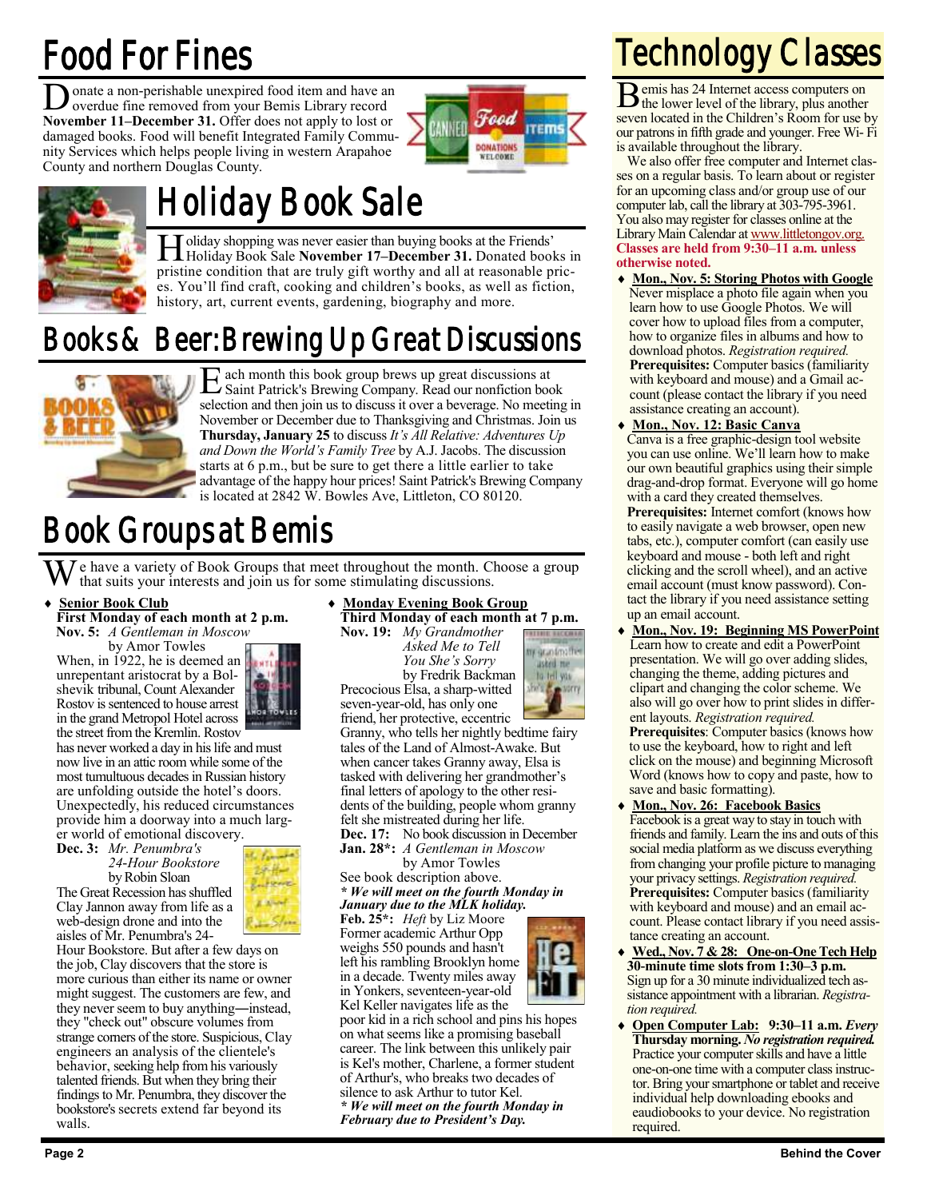# Food For Fines

Donate a non-perishable unexpired food item and have an overdue fine removed from your Bemis Library record **November 11–December 31.** Offer does not apply to lost or damaged books. Food will benefit Integrated Family Community Services which helps people living in western Arapahoe County and northern Douglas County.

# Holiday Book Sale

Holiday shopping was never easier than buying books at the Friends' Holiday Book Sale **November 17–December 31.** Donated books in pristine condition that are truly gift worthy and all at reasonable prices. You'll find craft, cooking and children's books, as well as fiction, history, art, current events, gardening, biography and more.

# Books & Beer: Brewing Up Great Discussions

Each month this book group brews up great discussions at Saint Patrick's Brewing Company. Read our nonfiction book selection and then join us to discuss it over a beverage. No meeting in November or December due to Thanksgiving and Christmas. Join us **Thursday, January 25** to discuss *It's All Relative: Adventures Up and Down the World's Family Tree* by A.J. Jacobs. The discussion starts at 6 p.m., but be sure to get there a little earlier to take advantage of the happy hour prices! Saint Patrick's Brewing Company is located at 2842 W. Bowles Ave, Littleton, CO 80120.

# Book Groups at Bemis

We have a variety of Book Groups that meet throughout the month. Choose a group that suits your interests and join us for some stimulating discussions.

- **Senior Book Club**
  **First Monday of each month at 2 p.m.**
  **Nov. 5:** *A Gentleman in Moscow* by Amor Towles
  When, in 1922, he is deemed an unrepentant aristocrat by a Bolshevik tribunal, Count Alexander Rostov is sentenced to house arrest in the grand Metropol Hotel across the street from the Kremlin. Rostov has never worked a day in his life and must now live in an attic room while some of the most tumultuous decades in Russian history are unfolding outside the hotel's doors. Unexpectedly, his reduced circumstances provide him a doorway into a much larger world of emotional discovery.
  **Dec. 3:** *Mr. Penumbra's 24-Hour Bookstore* by Robin Sloan
  The Great Recession has shuffled Clay Jannon away from life as a web-design drone and into the aisles of Mr. Penumbra's 24-Hour Bookstore. But after a few days on the job, Clay discovers that the store is more curious than either its name or owner might suggest. The customers are few, and they never seem to buy anything—instead, they "check out" obscure volumes from strange corners of the store. Suspicious, Clay engineers an analysis of the clientele's behavior, seeking help from his variously talented friends. But when they bring their findings to Mr. Penumbra, they discover the bookstore's secrets extend far beyond its walls.

- **Monday Evening Book Group**
  **Third Monday of each month at 7 p.m.**
  **Nov. 19:** *My Grandmother Asked Me to Tell You She's Sorry* by Fredrik Backman
  Precocious Elsa, a sharp-witted seven-year-old, has only one friend, her protective, eccentric Granny, who tells her nightly bedtime fairy tales of the Land of Almost-Awake. But when cancer takes Granny away, Elsa is tasked with delivering her grandmother's final letters of apology to the other residents of the building, people whom granny felt she mistreated during her life.
  **Dec. 17:** No book discussion in December
  **Jan. 28\*:** *A Gentleman in Moscow* by Amor Towles
  See book description above.
  ***\* We will meet on the fourth Monday in January due to the MLK holiday.***
  **Feb. 25\*:** *Heft* by Liz Moore
  Former academic Arthur Opp weighs 550 pounds and hasn't left his rambling Brooklyn home in a decade. Twenty miles away in Yonkers, seventeen-year-old Kel Keller navigates life as the poor kid in a rich school and pins his hopes on what seems like a promising baseball career. The link between this unlikely pair is Kel's mother, Charlene, a former student of Arthur's, who breaks two decades of silence to ask Arthur to tutor Kel.
  ***\* We will meet on the fourth Monday in February due to President's Day.***

# Technology Classes

Bemis has 24 Internet access computers on the lower level of the library, plus another seven located in the Children's Room for use by our patrons in fifth grade and younger. Free Wi-Fi is available throughout the library.

We also offer free computer and Internet classes on a regular basis. To learn about or register for an upcoming class and/or group use of our computer lab, call the library at 303-795-3961. You also may register for classes online at the Library Main Calendar at www.littletongov.org. **Classes are held from 9:30–11 a.m. unless otherwise noted.**

- **Mon., Nov. 5: Storing Photos with Google**
  Never misplace a photo file again when you learn how to use Google Photos. We will cover how to upload files from a computer, how to organize files in albums and how to download photos. *Registration required.*
  **Prerequisites:** Computer basics (familiarity with keyboard and mouse) and a Gmail account (please contact the library if you need assistance creating an account).
- **Mon., Nov. 12: Basic Canva**
  Canva is a free graphic-design tool website you can use online. We'll learn how to make our own beautiful graphics using their simple drag-and-drop format. Everyone will go home with a card they created themselves.
  **Prerequisites:** Internet comfort (knows how to easily navigate a web browser, open new tabs, etc.), computer comfort (can easily use keyboard and mouse - both left and right clicking and the scroll wheel), and an active email account (must know password). Contact the library if you need assistance setting up an email account.
- **Mon., Nov. 19: Beginning MS PowerPoint**
  Learn how to create and edit a PowerPoint presentation. We will go over adding slides, changing the theme, adding pictures and clipart and changing the color scheme. We also will go over how to print slides in different layouts. *Registration required.*
  **Prerequisites**: Computer basics (knows how to use the keyboard, how to right and left click on the mouse) and beginning Microsoft Word (knows how to copy and paste, how to save and basic formatting).
- **Mon., Nov. 26: Facebook Basics**
  Facebook is a great way to stay in touch with friends and family. Learn the ins and outs of this social media platform as we discuss everything from changing your profile picture to managing your privacy settings. *Registration required.*
  **Prerequisites:** Computer basics (familiarity with keyboard and mouse) and an email account. Please contact library if you need assistance creating an account.
- **Wed., Nov. 7 & 28: One-on-One Tech Help**
  **30-minute time slots from 1:30–3 p.m.**
  Sign up for a 30 minute individualized tech assistance appointment with a librarian. *Registration required.*
- **Open Computer Lab: 9:30–11 a.m.** ***Every* Thursday morning. *No registration required.***
  Practice your computer skills and have a little one-on-one time with a computer class instructor. Bring your smartphone or tablet and receive individual help downloading ebooks and eaudiobooks to your device. No registration required.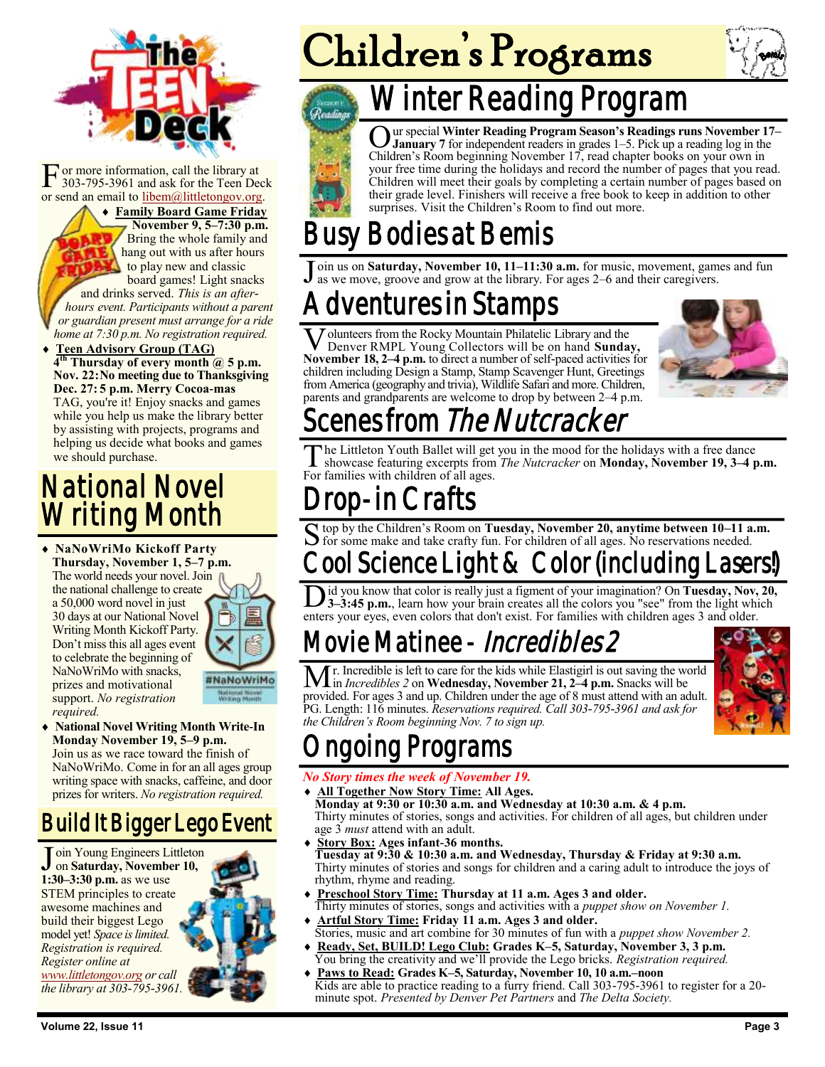# The Teen Deck

For more information, call the library at 303-795-3961 and ask for the Teen Deck or send an email to libem@littletongov.org.

- **Family Board Game Friday**
  **November 9, 5–7:30 p.m.** Bring the whole family and hang out with us after hours to play new and classic board games! Light snacks and drinks served. *This is an after-hours event. Participants without a parent or guardian present must arrange for a ride home at 7:30 p.m. No registration required.*
- **Teen Advisory Group (TAG)**
  **4th Thursday of every month @ 5 p.m.**
  **Nov. 22: No meeting due to Thanksgiving**
  **Dec. 27: 5 p.m. Merry Cocoa-mas**
  TAG, you're it! Enjoy snacks and games while you help us make the library better by assisting with projects, programs and helping us decide what books and games we should purchase.

## National Novel Writing Month

- **NaNoWriMo Kickoff Party**
  **Thursday, November 1, 5–7 p.m.**
  The world needs your novel. Join the national challenge to create a 50,000 word novel in just 30 days at our National Novel Writing Month Kickoff Party. Don't miss this all ages event to celebrate the beginning of NaNoWriMo with snacks, prizes and motivational support. *No registration required.*
- **National Novel Writing Month Write-In**
  **Monday November 19, 5–9 p.m.**
  Join us as we race toward the finish of NaNoWriMo. Come in for an all ages group writing space with snacks, caffeine, and door prizes for writers. *No registration required.*

## Build It Bigger Lego Event

Join Young Engineers Littleton on **Saturday, November 10, 1:30–3:30 p.m.** as we use STEM principles to create awesome machines and build their biggest Lego model yet! *Space is limited. Registration is required. Register online at www.littletongov.org or call the library at 303-795-3961.*

# Children's Programs

## Winter Reading Program

Our special **Winter Reading Program Season's Readings runs November 17–January 7** for independent readers in grades 1–5. Pick up a reading log in the Children's Room beginning November 17, read chapter books on your own in your free time during the holidays and record the number of pages that you read. Children will meet their goals by completing a certain number of pages based on their grade level. Finishers will receive a free book to keep in addition to other surprises. Visit the Children's Room to find out more.

## Busy Bodies at Bemis

Join us on **Saturday, November 10, 11–11:30 a.m.** for music, movement, games and fun as we move, groove and grow at the library. For ages 2–6 and their caregivers.

## Adventures in Stamps

Volunteers from the Rocky Mountain Philatelic Library and the Denver RMPL Young Collectors will be on hand **Sunday, November 18, 2–4 p.m.** to direct a number of self-paced activities for children including Design a Stamp, Stamp Scavenger Hunt, Greetings from America (geography and trivia), Wildlife Safari and more. Children, parents and grandparents are welcome to drop by between 2–4 p.m.

## Scenes from *The Nutcracker*

The Littleton Youth Ballet will get you in the mood for the holidays with a free dance showcase featuring excerpts from *The Nutcracker* on **Monday, November 19, 3–4 p.m.** For families with children of all ages.

## Drop-in Crafts

Stop by the Children's Room on **Tuesday, November 20, anytime between 10–11 a.m.** for some make and take crafty fun. For children of all ages. No reservations needed.

## Cool Science Light & Color (including Lasers!)

Did you know that color is really just a figment of your imagination? On **Tuesday, Nov, 20, 3–3:45 p.m.**, learn how your brain creates all the colors you "see" from the light which enters your eyes, even colors that don't exist. For families with children ages 3 and older.

## Movie Matinee - *Incredibles 2*

Mr. Incredible is left to care for the kids while Elastigirl is out saving the world in *Incredibles 2* on **Wednesday, November 21, 2–4 p.m.** Snacks will be provided. For ages 3 and up. Children under the age of 8 must attend with an adult. PG. Length: 116 minutes. *Reservations required. Call 303-795-3961 and ask for the Children's Room beginning Nov. 7 to sign up.*

## Ongoing Programs

*No Story times the week of November 19.*

- **All Together Now Story Time: All Ages.**
  **Monday at 9:30 or 10:30 a.m. and Wednesday at 10:30 a.m. & 4 p.m.**
  Thirty minutes of stories, songs and activities. For children of all ages, but children under age 3 *must* attend with an adult.
- **Story Box: Ages infant-36 months.**
  **Tuesday at 9:30 & 10:30 a.m. and Wednesday, Thursday & Friday at 9:30 a.m.**
  Thirty minutes of stories and songs for children and a caring adult to introduce the joys of rhythm, rhyme and reading.
- **Preschool Story Time: Thursday at 11 a.m. Ages 3 and older.**
  Thirty minutes of stories, songs and activities with a *puppet show on November 1.*
- **Artful Story Time: Friday 11 a.m. Ages 3 and older.**
  Stories, music and art combine for 30 minutes of fun with a *puppet show November 2.*
- **Ready, Set, BUILD! Lego Club: Grades K–5, Saturday, November 3, 3 p.m.**
  You bring the creativity and we'll provide the Lego bricks. *Registration required.*
- **Paws to Read: Grades K–5, Saturday, November 10, 10 a.m.–noon**
  Kids are able to practice reading to a furry friend. Call 303-795-3961 to register for a 20-minute spot. *Presented by Denver Pet Partners* and *The Delta Society.*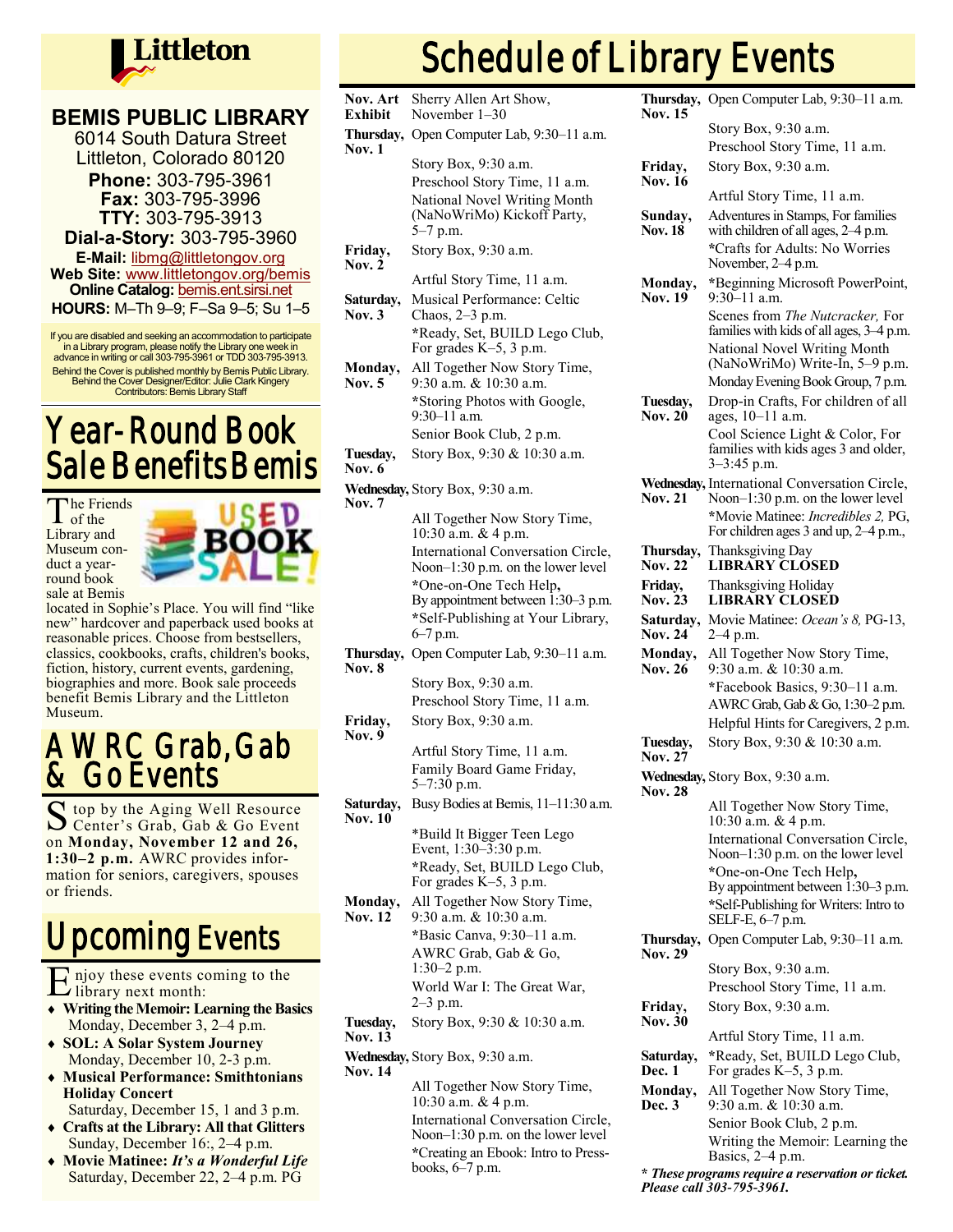# Littleton

## BEMIS PUBLIC LIBRARY

6014 South Datura Street
Littleton, Colorado 80120

**Phone:** 303-795-3961
**Fax:** 303-795-3996
**TTY:** 303-795-3913
**Dial-a-Story:** 303-795-3960
**E-Mail:** libmg@littletongov.org
**Web Site:** www.littletongov.org/bemis
**Online Catalog:** bemis.ent.sirsi.net
**HOURS:** M–Th 9–9; F–Sa 9–5; Su 1–5

If you are disabled and seeking an accommodation to participate in a Library program, please notify the Library one week in advance in writing or call 303-795-3961 or TDD 303-795-3913.
Behind the Cover is published monthly by Bemis Public Library. Behind the Cover Designer/Editor: Julie Clark Kingery Contributors: Bemis Library Staff

## Year-Round Book Sale Benefits Bemis

The Friends of the Library and Museum conduct a year-round book sale at Bemis located in Sophie's Place. You will find "like new" hardcover and paperback used books at reasonable prices. Choose from bestsellers, classics, cookbooks, crafts, children's books, fiction, history, current events, gardening, biographies and more. Book sale proceeds benefit Bemis Library and the Littleton Museum.

## AWRC Grab, Gab & Go Events

Stop by the Aging Well Resource Center's Grab, Gab & Go Event on **Monday, November 12 and 26, 1:30–2 p.m.** AWRC provides information for seniors, caregivers, spouses or friends.

## Upcoming Events

Enjoy these events coming to the library next month:

- **Writing the Memoir: Learning the Basics** Monday, December 3, 2–4 p.m.
- **SOL: A Solar System Journey** Monday, December 10, 2-3 p.m.
- **Musical Performance: Smithtonians Holiday Concert** Saturday, December 15, 1 and 3 p.m.
- **Crafts at the Library: All that Glitters** Sunday, December 16:, 2–4 p.m.
- **Movie Matinee: *It's a Wonderful Life*** Saturday, December 22, 2–4 p.m. PG

# Schedule of Library Events

| | |
|---|---|
| **Nov. Art Exhibit** | Sherry Allen Art Show, November 1–30 |
| **Thursday, Nov. 1** | Open Computer Lab, 9:30–11 a.m.<br>Story Box, 9:30 a.m.<br>Preschool Story Time, 11 a.m.<br>National Novel Writing Month (NaNoWriMo) Kickoff Party, 5–7 p.m. |
| **Friday, Nov. 2** | Story Box, 9:30 a.m.<br>Artful Story Time, 11 a.m. |
| **Saturday, Nov. 3** | Musical Performance: Celtic Chaos, 2–3 p.m.<br>*Ready, Set, BUILD Lego Club, For grades K–5, 3 p.m. |
| **Monday, Nov. 5** | All Together Now Story Time, 9:30 a.m. & 10:30 a.m.<br>*Storing Photos with Google, 9:30–11 a.m.<br>Senior Book Club, 2 p.m. |
| **Tuesday, Nov. 6** | Story Box, 9:30 & 10:30 a.m. |
| **Wednesday, Nov. 7** | Story Box, 9:30 a.m.<br>All Together Now Story Time, 10:30 a.m. & 4 p.m.<br>International Conversation Circle, Noon–1:30 p.m. on the lower level<br>*One-on-One Tech Help, By appointment between 1:30–3 p.m.<br>*Self-Publishing at Your Library, 6–7 p.m. |
| **Thursday, Nov. 8** | Open Computer Lab, 9:30–11 a.m.<br>Story Box, 9:30 a.m.<br>Preschool Story Time, 11 a.m. |
| **Friday, Nov. 9** | Story Box, 9:30 a.m.<br>Artful Story Time, 11 a.m.<br>Family Board Game Friday, 5–7:30 p.m. |
| **Saturday, Nov. 10** | Busy Bodies at Bemis, 11–11:30 a.m.<br>*Build It Bigger Teen Lego Event, 1:30–3:30 p.m.<br>*Ready, Set, BUILD Lego Club, For grades K–5, 3 p.m. |
| **Monday, Nov. 12** | All Together Now Story Time, 9:30 a.m. & 10:30 a.m.<br>*Basic Canva, 9:30–11 a.m.<br>AWRC Grab, Gab & Go, 1:30–2 p.m.<br>World War I: The Great War, 2–3 p.m. |
| **Tuesday, Nov. 13** | Story Box, 9:30 & 10:30 a.m. |
| **Wednesday, Nov. 14** | Story Box, 9:30 a.m.<br>All Together Now Story Time, 10:30 a.m. & 4 p.m.<br>International Conversation Circle, Noon–1:30 p.m. on the lower level<br>*Creating an Ebook: Intro to Pressbooks, 6–7 p.m. |
| **Thursday, Nov. 15** | Open Computer Lab, 9:30–11 a.m.<br>Story Box, 9:30 a.m.<br>Preschool Story Time, 11 a.m. |
| **Friday, Nov. 16** | Story Box, 9:30 a.m.<br>Artful Story Time, 11 a.m. |
| **Sunday, Nov. 18** | Adventures in Stamps, For families with children of all ages, 2–4 p.m.<br>*Crafts for Adults: No Worries November, 2–4 p.m. |
| **Monday, Nov. 19** | *Beginning Microsoft PowerPoint, 9:30–11 a.m.<br>Scenes from *The Nutcracker,* For families with kids of all ages, 3–4 p.m.<br>National Novel Writing Month (NaNoWriMo) Write-In, 5–9 p.m.<br>Monday Evening Book Group, 7 p.m. |
| **Tuesday, Nov. 20** | Drop-in Crafts, For children of all ages, 10–11 a.m.<br>Cool Science Light & Color, For families with kids ages 3 and older, 3–3:45 p.m. |
| **Wednesday, Nov. 21** | International Conversation Circle, Noon–1:30 p.m. on the lower level<br>*Movie Matinee: *Incredibles 2,* PG, For children ages 3 and up, 2–4 p.m., |
| **Thursday, Nov. 22** | Thanksgiving Day **LIBRARY CLOSED** |
| **Friday, Nov. 23** | Thanksgiving Holiday **LIBRARY CLOSED** |
| **Saturday, Nov. 24** | Movie Matinee: *Ocean's 8,* PG-13, 2–4 p.m. |
| **Monday, Nov. 26** | All Together Now Story Time, 9:30 a.m. & 10:30 a.m.<br>*Facebook Basics, 9:30–11 a.m.<br>AWRC Grab, Gab & Go, 1:30–2 p.m.<br>Helpful Hints for Caregivers, 2 p.m. |
| **Tuesday, Nov. 27** | Story Box, 9:30 & 10:30 a.m. |
| **Wednesday, Nov. 28** | Story Box, 9:30 a.m.<br>All Together Now Story Time, 10:30 a.m. & 4 p.m.<br>International Conversation Circle, Noon–1:30 p.m. on the lower level<br>*One-on-One Tech Help, By appointment between 1:30–3 p.m.<br>*Self-Publishing for Writers: Intro to SELF-E, 6–7 p.m. |
| **Thursday, Nov. 29** | Open Computer Lab, 9:30–11 a.m.<br>Story Box, 9:30 a.m.<br>Preschool Story Time, 11 a.m. |
| **Friday, Nov. 30** | Story Box, 9:30 a.m.<br>Artful Story Time, 11 a.m. |
| **Saturday, Dec. 1** | *Ready, Set, BUILD Lego Club, For grades K–5, 3 p.m. |
| **Monday, Dec. 3** | All Together Now Story Time, 9:30 a.m. & 10:30 a.m.<br>Senior Book Club, 2 p.m.<br>Writing the Memoir: Learning the Basics, 2–4 p.m. |

***** *These programs require a reservation or ticket. Please call 303-795-3961.*